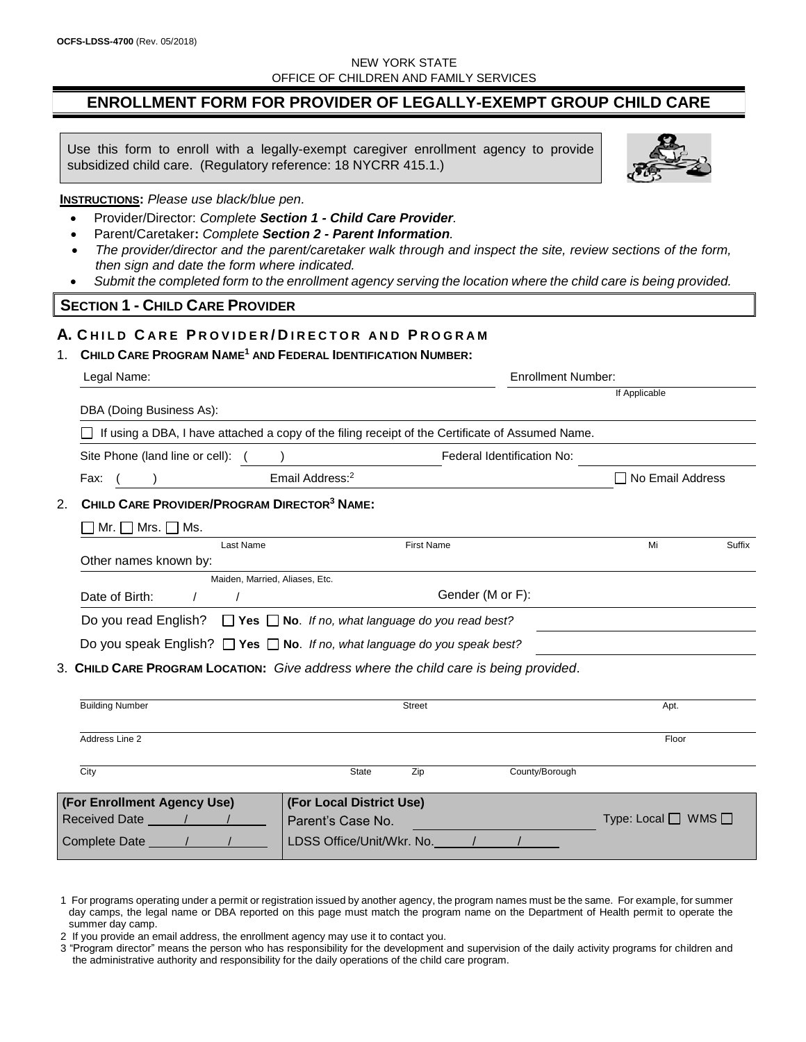OCFS-LDSS-4700 (Rev. 05/2018)

NEW YORK STATE
OFFICE OF CHILDREN AND FAMILY SERVICES

# ENROLLMENT FORM FOR PROVIDER OF LEGALLY-EXEMPT GROUP CHILD CARE

Use this form to enroll with a legally-exempt caregiver enrollment agency to provide subsidized child care. (Regulatory reference: 18 NYCRR 415.1.)

**INSTRUCTIONS:** *Please use black/blue pen.*

- Provider/Director: *Complete **Section 1 - Child Care Provider**.*
- Parent/Caretaker**:** *Complete **Section 2 - Parent Information**.*
- *The provider/director and the parent/caretaker walk through and inspect the site, review sections of the form, then sign and date the form where indicated.*
- *Submit the completed form to the enrollment agency serving the location where the child care is being provided.*

## SECTION 1 - CHILD CARE PROVIDER

### A. CHILD CARE PROVIDER/DIRECTOR AND PROGRAM

1. **CHILD CARE PROGRAM NAME[1] AND FEDERAL IDENTIFICATION NUMBER:**

Legal Name: ______________________ Enrollment Number: __________ (If Applicable)

DBA (Doing Business As): ______________________

☐ If using a DBA, I have attached a copy of the filing receipt of the Certificate of Assumed Name.

Site Phone (land line or cell): ( ) __________ Federal Identification No: __________

Fax: ( ) __________ Email Address:[2] __________ ☐ No Email Address

2. **CHILD CARE PROVIDER/PROGRAM DIRECTOR[3] NAME:**

☐ Mr. ☐ Mrs. ☐ Ms. __________ Last Name __________ First Name __________ Mi __________ Suffix

Other names known by: __________ (Maiden, Married, Aliases, Etc.)

Date of Birth: ___ / ___ / ___ Gender (M or F): __________

Do you read English? ☐ **Yes** ☐ **No**. *If no, what language do you read best?* __________

Do you speak English? ☐ **Yes** ☐ **No**. *If no, what language do you speak best?* __________

3. **CHILD CARE PROGRAM LOCATION:** *Give address where the child care is being provided*.

__________ Building Number __________ Street __________ Apt.

__________ Address Line 2 __________ Floor

__________ City __________ State __________ Zip __________ County/Borough

| **(For Enrollment Agency Use)** | **(For Local District Use)** |
|---|---|
| Received Date ___ / ___ / ___ | Parent's Case No. __________ Type: Local ☐ WMS ☐ |
| Complete Date ___ / ___ / ___ | LDSS Office/Unit/Wkr. No. ___ / ___ / ___ |

1 For programs operating under a permit or registration issued by another agency, the program names must be the same. For example, for summer day camps, the legal name or DBA reported on this page must match the program name on the Department of Health permit to operate the summer day camp.

2 If you provide an email address, the enrollment agency may use it to contact you.

3 "Program director" means the person who has responsibility for the development and supervision of the daily activity programs for children and the administrative authority and responsibility for the daily operations of the child care program.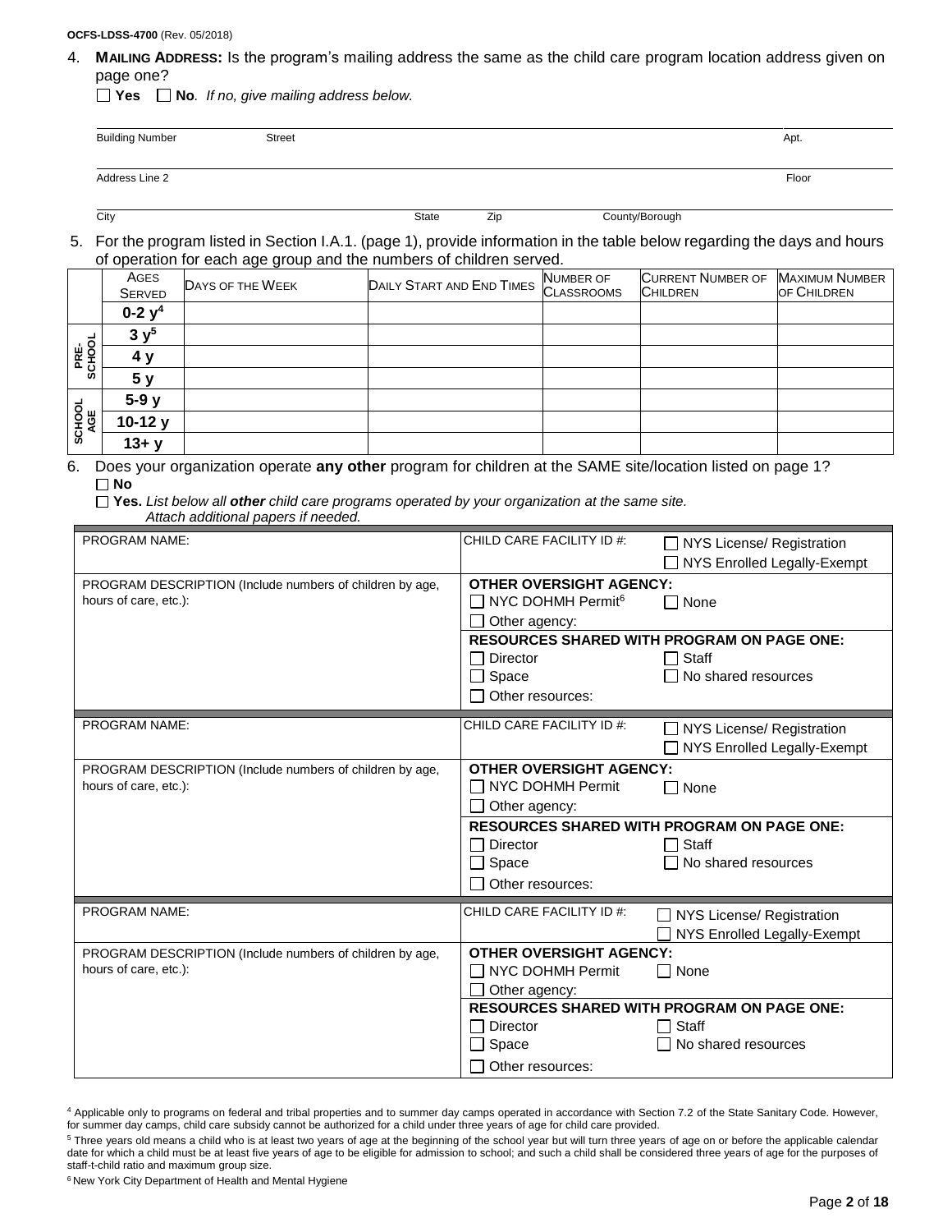OCFS-LDSS-4700 (Rev. 05/2018)

4. **MAILING ADDRESS:** Is the program's mailing address the same as the child care program location address given on page one?

☐ **Yes** ☐ **No**. *If no, give mailing address below.*

| Building Number | Street | Apt. |
|---|---|---|
| Address Line 2 | | Floor |

| City | State | Zip | County/Borough |
|---|---|---|---|

5. For the program listed in Section I.A.1. (page 1), provide information in the table below regarding the days and hours of operation for each age group and the numbers of children served.

| | AGES SERVED | DAYS OF THE WEEK | DAILY START AND END TIMES | NUMBER OF CLASSROOMS | CURRENT NUMBER OF CHILDREN | MAXIMUM NUMBER OF CHILDREN |
|---|---|---|---|---|---|---|
| | 0-2 y[4] | | | | | |
| PRE-SCHOOL | 3 y[5] | | | | | |
| | 4 y | | | | | |
| | 5 y | | | | | |
| SCHOOL AGE | 5-9 y | | | | | |
| | 10-12 y | | | | | |
| | 13+ y | | | | | |

6. Does your organization operate **any other** program for children at the SAME site/location listed on page 1?

☐ **No**

☐ **Yes.** *List below all* ***other*** *child care programs operated by your organization at the same site. Attach additional papers if needed.*

| PROGRAM NAME: | CHILD CARE FACILITY ID #: ☐ NYS License/ Registration ☐ NYS Enrolled Legally-Exempt |
|---|---|
| PROGRAM DESCRIPTION (Include numbers of children by age, hours of care, etc.): | **OTHER OVERSIGHT AGENCY:** ☐ NYC DOHMH Permit[6] ☐ None ☐ Other agency: **RESOURCES SHARED WITH PROGRAM ON PAGE ONE:** ☐ Director ☐ Staff ☐ Space ☐ No shared resources ☐ Other resources: |

| PROGRAM NAME: | CHILD CARE FACILITY ID #: ☐ NYS License/ Registration ☐ NYS Enrolled Legally-Exempt |
|---|---|
| PROGRAM DESCRIPTION (Include numbers of children by age, hours of care, etc.): | **OTHER OVERSIGHT AGENCY:** ☐ NYC DOHMH Permit ☐ None ☐ Other agency: **RESOURCES SHARED WITH PROGRAM ON PAGE ONE:** ☐ Director ☐ Staff ☐ Space ☐ No shared resources ☐ Other resources: |

| PROGRAM NAME: | CHILD CARE FACILITY ID #: ☐ NYS License/ Registration ☐ NYS Enrolled Legally-Exempt |
|---|---|
| PROGRAM DESCRIPTION (Include numbers of children by age, hours of care, etc.): | **OTHER OVERSIGHT AGENCY:** ☐ NYC DOHMH Permit ☐ None ☐ Other agency: **RESOURCES SHARED WITH PROGRAM ON PAGE ONE:** ☐ Director ☐ Staff ☐ Space ☐ No shared resources ☐ Other resources: |

[4] Applicable only to programs on federal and tribal properties and to summer day camps operated in accordance with Section 7.2 of the State Sanitary Code. However, for summer day camps, child care subsidy cannot be authorized for a child under three years of age for child care provided.

[5] Three years old means a child who is at least two years of age at the beginning of the school year but will turn three years of age on or before the applicable calendar date for which a child must be at least five years of age to be eligible for admission to school; and such a child shall be considered three years of age for the purposes of staff-t-child ratio and maximum group size.

[6] New York City Department of Health and Mental Hygiene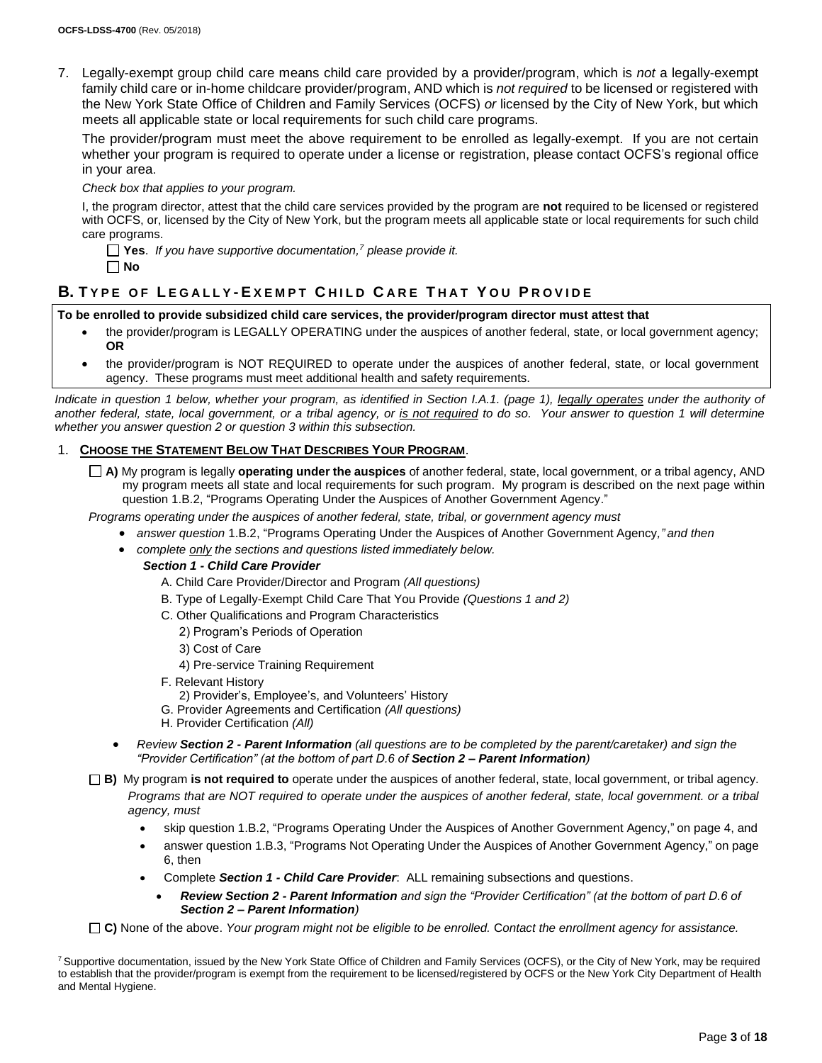7. Legally-exempt group child care means child care provided by a provider/program, which is *not* a legally-exempt family child care or in-home childcare provider/program, AND which is *not required* to be licensed or registered with the New York State Office of Children and Family Services (OCFS) *or* licensed by the City of New York, but which meets all applicable state or local requirements for such child care programs.

   The provider/program must meet the above requirement to be enrolled as legally-exempt. If you are not certain whether your program is required to operate under a license or registration, please contact OCFS's regional office in your area.

   *Check box that applies to your program.*

   I, the program director, attest that the child care services provided by the program are **not** required to be licensed or registered with OCFS, or, licensed by the City of New York, but the program meets all applicable state or local requirements for such child care programs.

   ☐ **Yes**. *If you have supportive documentation,[7] please provide it.*
   ☐ **No**

## B. Type of Legally-Exempt Child Care That You Provide

**To be enrolled to provide subsidized child care services, the provider/program director must attest that**

- the provider/program is LEGALLY OPERATING under the auspices of another federal, state, or local government agency; **OR**
- the provider/program is NOT REQUIRED to operate under the auspices of another federal, state, or local government agency. These programs must meet additional health and safety requirements.

*Indicate in question 1 below, whether your program, as identified in Section I.A.1. (page 1), legally operates under the authority of another federal, state, local government, or a tribal agency, or is not required to do so. Your answer to question 1 will determine whether you answer question 2 or question 3 within this subsection.*

1. **Choose the Statement Below That Describes Your Program**.

   ☐ **A)** My program is legally **operating under the auspices** of another federal, state, local government, or a tribal agency, AND my program meets all state and local requirements for such program. My program is described on the next page within question 1.B.2, "Programs Operating Under the Auspices of Another Government Agency."

   *Programs operating under the auspices of another federal, state, tribal, or government agency must*

   - *answer question* 1.B.2, "Programs Operating Under the Auspices of Another Government Agency*," and then*
   - *complete only the sections and questions listed immediately below.*

     ***Section 1 - Child Care Provider***

     A. Child Care Provider/Director and Program *(All questions)*
     B. Type of Legally-Exempt Child Care That You Provide *(Questions 1 and 2)*
     C. Other Qualifications and Program Characteristics
        2) Program's Periods of Operation
        3) Cost of Care
        4) Pre-service Training Requirement
     F. Relevant History
        2) Provider's, Employee's, and Volunteers' History
     G. Provider Agreements and Certification *(All questions)*
     H. Provider Certification *(All)*

   - *Review **Section 2 - Parent Information** (all questions are to be completed by the parent/caretaker) and sign the "Provider Certification" (at the bottom of part D.6 of **Section 2 – Parent Information**)*

   ☐ **B)** My program **is not required to** operate under the auspices of another federal, state, local government, or tribal agency.
   *Programs that are NOT required to operate under the auspices of another federal, state, local government. or a tribal agency, must*

   - skip question 1.B.2, "Programs Operating Under the Auspices of Another Government Agency," on page 4, and
   - answer question 1.B.3, "Programs Not Operating Under the Auspices of Another Government Agency," on page 6, then
   - Complete ***Section 1 - Child Care Provider***: ALL remaining subsections and questions.
     - ***Review Section 2 - Parent Information** and sign the "Provider Certification" (at the bottom of part D.6 of **Section 2 – Parent Information**)*

   ☐ **C)** None of the above. *Your program might not be eligible to be enrolled. Contact the enrollment agency for assistance.*

[7] Supportive documentation, issued by the New York State Office of Children and Family Services (OCFS), or the City of New York, may be required to establish that the provider/program is exempt from the requirement to be licensed/registered by OCFS or the New York City Department of Health and Mental Hygiene.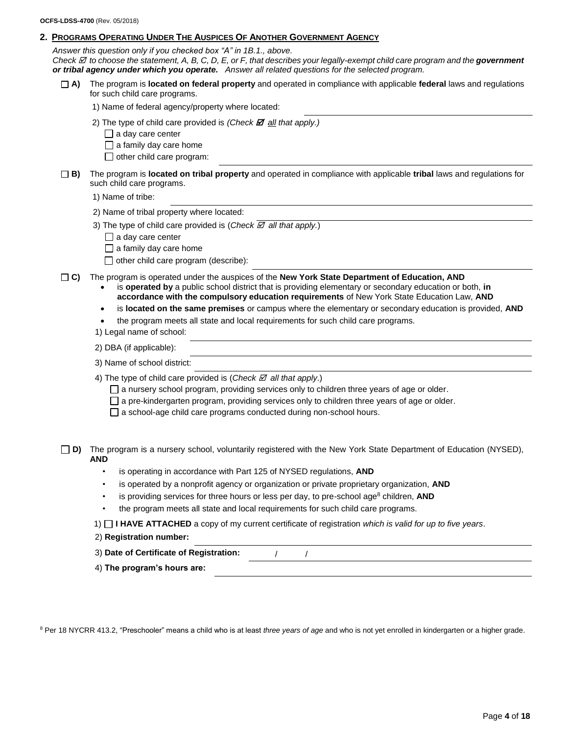## 2. Programs Operating Under The Auspices Of Another Government Agency

*Answer this question only if you checked box "A" in 1B.1., above.*
*Check ☑ to choose the statement, A, B, C, D, E, or F, that describes your legally-exempt child care program and the* ***government or tribal agency under which you operate.*** *Answer all related questions for the selected program.*

☐ **A)** The program is **located on federal property** and operated in compliance with applicable **federal** laws and regulations for such child care programs.

1) Name of federal agency/property where located: \_\_\_\_\_\_\_\_\_\_\_\_\_\_\_\_\_\_\_\_

2) The type of child care provided is *(Check ☑ all that apply.)*
- ☐ a day care center
- ☐ a family day care home
- ☐ other child care program: \_\_\_\_\_\_\_\_\_\_\_\_\_\_\_\_\_\_\_\_

☐ **B)** The program is **located on tribal property** and operated in compliance with applicable **tribal** laws and regulations for such child care programs.

1) Name of tribe: \_\_\_\_\_\_\_\_\_\_\_\_\_\_\_\_\_\_\_\_

2) Name of tribal property where located: \_\_\_\_\_\_\_\_\_\_\_\_\_\_\_\_\_\_\_\_

3) The type of child care provided is (*Check ☑ all that apply.*)
- ☐ a day care center
- ☐ a family day care home
- ☐ other child care program (describe): \_\_\_\_\_\_\_\_\_\_\_\_\_\_\_\_\_\_\_\_

☐ **C)** The program is operated under the auspices of the **New York State Department of Education, AND**
- is **operated by** a public school district that is providing elementary or secondary education or both, **in accordance with the compulsory education requirements** of New York State Education Law, **AND**
- is **located on the same premises** or campus where the elementary or secondary education is provided, **AND**
- the program meets all state and local requirements for such child care programs.

1) Legal name of school: \_\_\_\_\_\_\_\_\_\_\_\_\_\_\_\_\_\_\_\_

2) DBA (if applicable): \_\_\_\_\_\_\_\_\_\_\_\_\_\_\_\_\_\_\_\_

3) Name of school district: \_\_\_\_\_\_\_\_\_\_\_\_\_\_\_\_\_\_\_\_

4) The type of child care provided is (*Check ☑ all that apply*.)
- ☐ a nursery school program, providing services only to children three years of age or older.
- ☐ a pre-kindergarten program, providing services only to children three years of age or older.
- ☐ a school-age child care programs conducted during non-school hours.

☐ **D)** The program is a nursery school, voluntarily registered with the New York State Department of Education (NYSED), **AND**
- is operating in accordance with Part 125 of NYSED regulations, **AND**
- is operated by a nonprofit agency or organization or private proprietary organization, **AND**
- is providing services for three hours or less per day, to pre-school age[8] children, **AND**
- the program meets all state and local requirements for such child care programs.

1) ☐ **I HAVE ATTACHED** a copy of my current certificate of registration *which is valid for up to five years*.

2) **Registration number:** \_\_\_\_\_\_\_\_\_\_\_\_\_\_\_\_\_\_\_\_

3) **Date of Certificate of Registration:** \_\_\_\_ / \_\_\_\_ / \_\_\_\_

4) **The program's hours are:** \_\_\_\_\_\_\_\_\_\_\_\_\_\_\_\_\_\_\_\_

[8] Per 18 NYCRR 413.2, "Preschooler" means a child who is at least *three years of age* and who is not yet enrolled in kindergarten or a higher grade.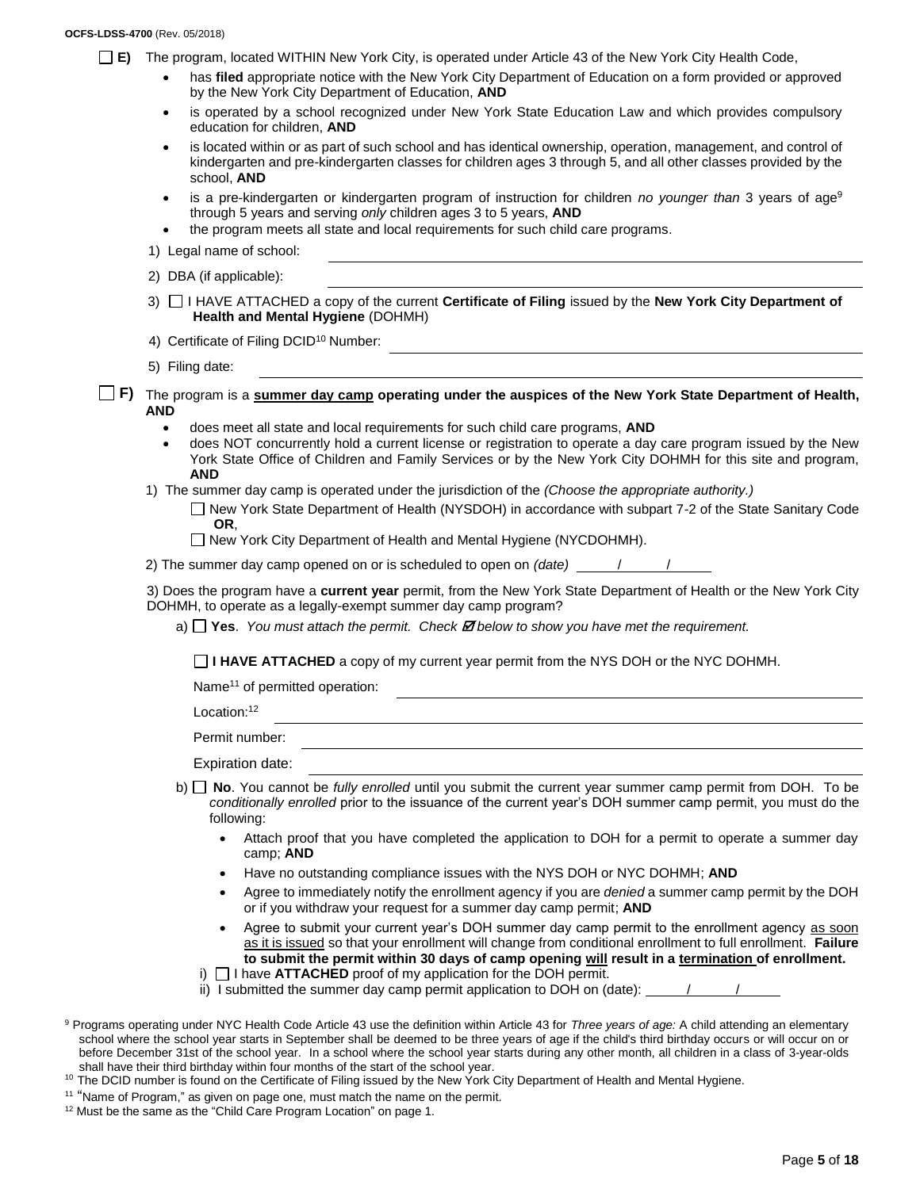OCFS-LDSS-4700 (Rev. 05/2018)

☐ **E)** The program, located WITHIN New York City, is operated under Article 43 of the New York City Health Code,

- has **filed** appropriate notice with the New York City Department of Education on a form provided or approved by the New York City Department of Education, **AND**
- is operated by a school recognized under New York State Education Law and which provides compulsory education for children, **AND**
- is located within or as part of such school and has identical ownership, operation, management, and control of kindergarten and pre-kindergarten classes for children ages 3 through 5, and all other classes provided by the school, **AND**
- is a pre-kindergarten or kindergarten program of instruction for children *no younger than* 3 years of age[9] through 5 years and serving *only* children ages 3 to 5 years, **AND**
- the program meets all state and local requirements for such child care programs.

1) Legal name of school: ______________________

2) DBA (if applicable): ______________________

3) ☐ I HAVE ATTACHED a copy of the current **Certificate of Filing** issued by the **New York City Department of Health and Mental Hygiene** (DOHMH)

4) Certificate of Filing DCID[10] Number: ______________________

5) Filing date: ______________________

☐ **F)** The program is a **summer day camp operating under the auspices of the New York State Department of Health, AND**

- does meet all state and local requirements for such child care programs, **AND**
- does NOT concurrently hold a current license or registration to operate a day care program issued by the New York State Office of Children and Family Services or by the New York City DOHMH for this site and program, **AND**

1) The summer day camp is operated under the jurisdiction of the *(Choose the appropriate authority.)*

☐ New York State Department of Health (NYSDOH) in accordance with subpart 7-2 of the State Sanitary Code **OR**,

☐ New York City Department of Health and Mental Hygiene (NYCDOHMH).

2) The summer day camp opened on or is scheduled to open on *(date)* ____/____/____

3) Does the program have a **current year** permit, from the New York State Department of Health or the New York City DOHMH, to operate as a legally-exempt summer day camp program?

a) ☐ **Yes**. *You must attach the permit. Check ☑ below to show you have met the requirement.*

☐ **I HAVE ATTACHED** a copy of my current year permit from the NYS DOH or the NYC DOHMH.

Name[11] of permitted operation: ______________________

Location:[12] ______________________

Permit number: ______________________

Expiration date: ______________________

b) ☐ **No**. You cannot be *fully enrolled* until you submit the current year summer camp permit from DOH. To be *conditionally enrolled* prior to the issuance of the current year's DOH summer camp permit, you must do the following:

- Attach proof that you have completed the application to DOH for a permit to operate a summer day camp; **AND**
- Have no outstanding compliance issues with the NYS DOH or NYC DOHMH; **AND**
- Agree to immediately notify the enrollment agency if you are *denied* a summer camp permit by the DOH or if you withdraw your request for a summer day camp permit; **AND**
- Agree to submit your current year's DOH summer day camp permit to the enrollment agency as soon as it is issued so that your enrollment will change from conditional enrollment to full enrollment. **Failure to submit the permit within 30 days of camp opening will result in a termination of enrollment.**

i) ☐ I have **ATTACHED** proof of my application for the DOH permit.

ii) I submitted the summer day camp permit application to DOH on (date): ____/____/____

[9] Programs operating under NYC Health Code Article 43 use the definition within Article 43 for *Three years of age:* A child attending an elementary school where the school year starts in September shall be deemed to be three years of age if the child's third birthday occurs or will occur on or before December 31st of the school year. In a school where the school year starts during any other month, all children in a class of 3-year-olds shall have their third birthday within four months of the start of the school year.

[10] The DCID number is found on the Certificate of Filing issued by the New York City Department of Health and Mental Hygiene.

[11] "Name of Program," as given on page one, must match the name on the permit.

[12] Must be the same as the "Child Care Program Location" on page 1.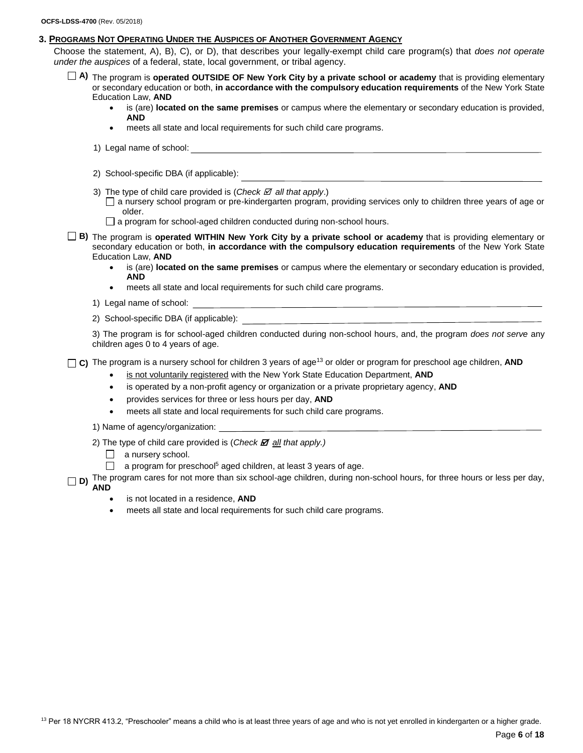### 3. Programs Not Operating Under the Auspices of Another Government Agency

Choose the statement, A), B), C), or D), that describes your legally-exempt child care program(s) that *does not operate under the auspices* of a federal, state, local government, or tribal agency.

☐ **A)** The program is **operated OUTSIDE OF New York City by a private school or academy** that is providing elementary or secondary education or both, **in accordance with the compulsory education requirements** of the New York State Education Law, **AND**

- is (are) **located on the same premises** or campus where the elementary or secondary education is provided, **AND**
- meets all state and local requirements for such child care programs.

1) Legal name of school: ______________________________

2) School-specific DBA (if applicable): ______________________________

3) The type of child care provided is (*Check ☑ all that apply*.)

☐ a nursery school program or pre-kindergarten program, providing services only to children three years of age or older.

☐ a program for school-aged children conducted during non-school hours.

☐ **B)** The program is **operated WITHIN New York City by a private school or academy** that is providing elementary or secondary education or both, **in accordance with the compulsory education requirements** of the New York State Education Law, **AND**

- is (are) **located on the same premises** or campus where the elementary or secondary education is provided, **AND**
- meets all state and local requirements for such child care programs.

1) Legal name of school: ______________________________

2) School-specific DBA (if applicable): ______________________________

3) The program is for school-aged children conducted during non-school hours, and, the program *does not serve* any children ages 0 to 4 years of age.

☐ **C)** The program is a nursery school for children 3 years of age[13] or older or program for preschool age children, **AND**

- is not voluntarily registered with the New York State Education Department, **AND**
- is operated by a non-profit agency or organization or a private proprietary agency, **AND**
- provides services for three or less hours per day, **AND**
- meets all state and local requirements for such child care programs.

1) Name of agency/organization: ______________________________

2) The type of child care provided is (*Check ☑ all that apply.*)

☐ a nursery school.

☐ a program for preschool[5] aged children, at least 3 years of age.

☐ **D)** The program cares for not more than six school-age children, during non-school hours, for three hours or less per day, **AND**

- is not located in a residence, **AND**
- meets all state and local requirements for such child care programs.

[13] Per 18 NYCRR 413.2, "Preschooler" means a child who is at least three years of age and who is not yet enrolled in kindergarten or a higher grade.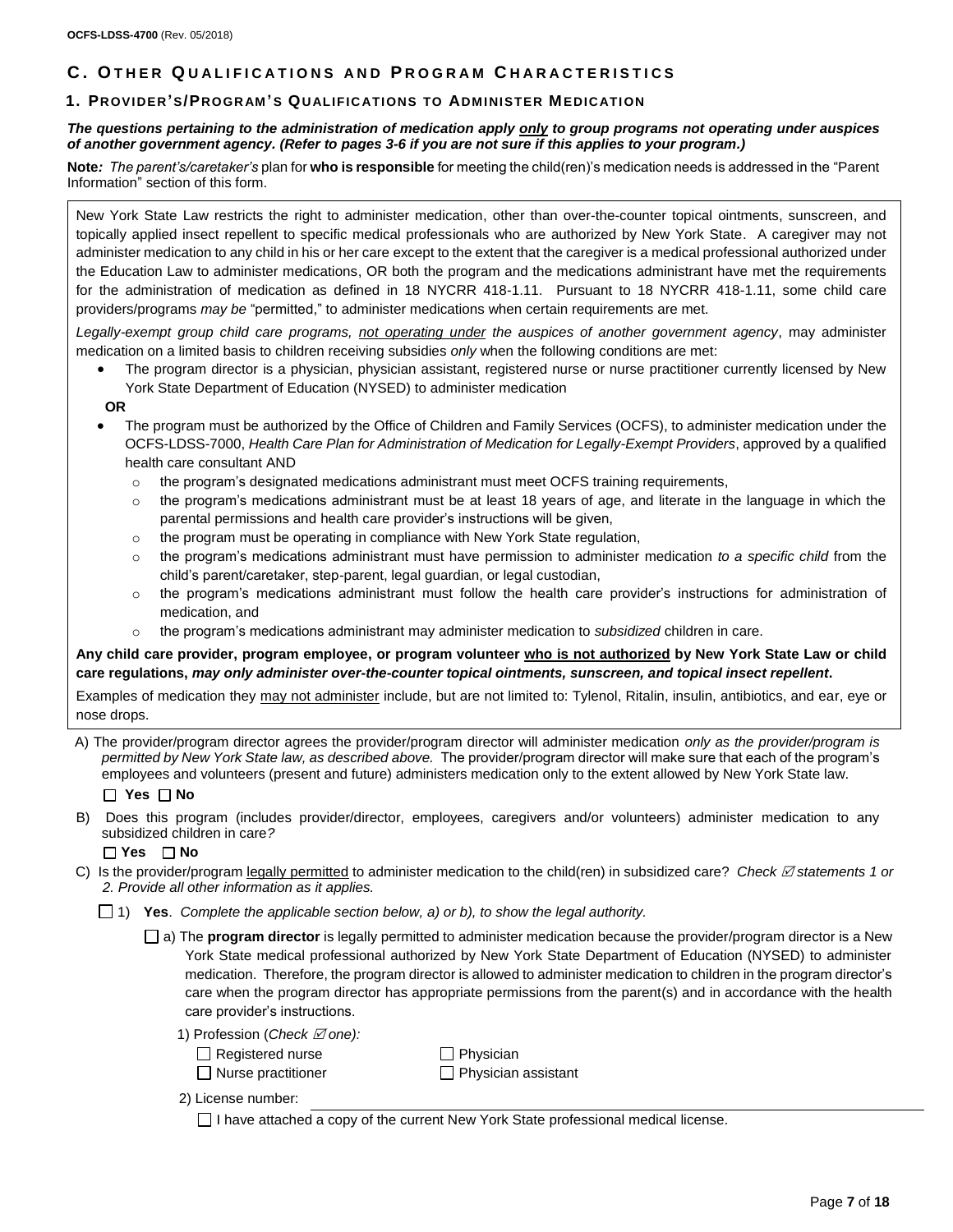## C. OTHER QUALIFICATIONS AND PROGRAM CHARACTERISTICS

### 1. PROVIDER'S/PROGRAM'S QUALIFICATIONS TO ADMINISTER MEDICATION

***The questions pertaining to the administration of medication apply only to group programs not operating under auspices of another government agency. (Refer to pages 3-6 if you are not sure if this applies to your program.)***

**Note***: The parent's/caretaker's* plan for **who is responsible** for meeting the child(ren)'s medication needs is addressed in the "Parent Information" section of this form.

New York State Law restricts the right to administer medication, other than over-the-counter topical ointments, sunscreen, and topically applied insect repellent to specific medical professionals who are authorized by New York State. A caregiver may not administer medication to any child in his or her care except to the extent that the caregiver is a medical professional authorized under the Education Law to administer medications, OR both the program and the medications administrant have met the requirements for the administration of medication as defined in 18 NYCRR 418-1.11. Pursuant to 18 NYCRR 418-1.11, some child care providers/programs *may be* "permitted," to administer medications when certain requirements are met.

*Legally-exempt group child care programs, not operating under the auspices of another government agency*, may administer medication on a limited basis to children receiving subsidies *only* when the following conditions are met:

- The program director is a physician, physician assistant, registered nurse or nurse practitioner currently licensed by New York State Department of Education (NYSED) to administer medication

**OR**

- The program must be authorized by the Office of Children and Family Services (OCFS), to administer medication under the OCFS-LDSS-7000, *Health Care Plan for Administration of Medication for Legally-Exempt Providers*, approved by a qualified health care consultant AND
  - the program's designated medications administrant must meet OCFS training requirements,
  - the program's medications administrant must be at least 18 years of age, and literate in the language in which the parental permissions and health care provider's instructions will be given,
  - the program must be operating in compliance with New York State regulation,
  - the program's medications administrant must have permission to administer medication *to a specific child* from the child's parent/caretaker, step-parent, legal guardian, or legal custodian,
  - the program's medications administrant must follow the health care provider's instructions for administration of medication, and
  - the program's medications administrant may administer medication to *subsidized* children in care.

**Any child care provider, program employee, or program volunteer who is not authorized by New York State Law or child care regulations, *may only administer over-the-counter topical ointments, sunscreen, and topical insect repellent*.**

Examples of medication they may not administer include, but are not limited to: Tylenol, Ritalin, insulin, antibiotics, and ear, eye or nose drops.

A) The provider/program director agrees the provider/program director will administer medication *only as the provider/program is permitted by New York State law, as described above.* The provider/program director will make sure that each of the program's employees and volunteers (present and future) administers medication only to the extent allowed by New York State law.

☐ **Yes** ☐ **No**

B) Does this program (includes provider/director, employees, caregivers and/or volunteers) administer medication to any subsidized children in care*?*

☐ **Yes** ☐ **No**

C) Is the provider/program legally permitted to administer medication to the child(ren) in subsidized care? *Check ☑ statements 1 or 2. Provide all other information as it applies.*

☐ 1) **Yes**. *Complete the applicable section below, a) or b), to show the legal authority.*

☐ a) The **program director** is legally permitted to administer medication because the provider/program director is a New York State medical professional authorized by New York State Department of Education (NYSED) to administer medication. Therefore, the program director is allowed to administer medication to children in the program director's care when the program director has appropriate permissions from the parent(s) and in accordance with the health care provider's instructions.

1) Profession (*Check ☑ one):*

☐ Registered nurse ☐ Physician
☐ Nurse practitioner ☐ Physician assistant

2) License number: ______________________

☐ I have attached a copy of the current New York State professional medical license.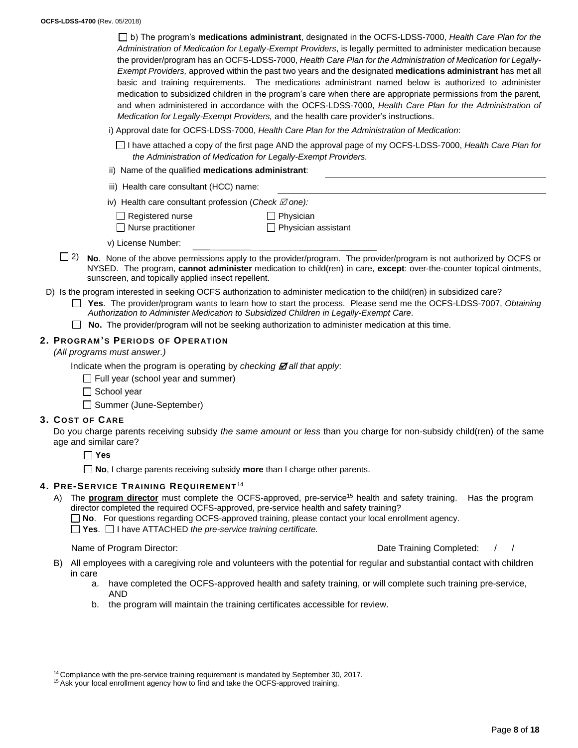☐ b) The program's **medications administrant**, designated in the OCFS-LDSS-7000, *Health Care Plan for the Administration of Medication for Legally-Exempt Providers*, is legally permitted to administer medication because the provider/program has an OCFS-LDSS-7000, *Health Care Plan for the Administration of Medication for Legally-Exempt Providers,* approved within the past two years and the designated **medications administrant** has met all basic and training requirements. The medications administrant named below is authorized to administer medication to subsidized children in the program's care when there are appropriate permissions from the parent, and when administered in accordance with the OCFS-LDSS-7000, *Health Care Plan for the Administration of Medication for Legally-Exempt Providers,* and the health care provider's instructions.

i) Approval date for OCFS-LDSS-7000, *Health Care Plan for the Administration of Medication*:

☐ I have attached a copy of the first page AND the approval page of my OCFS-LDSS-7000, *Health Care Plan for the Administration of Medication for Legally-Exempt Providers.*

ii) Name of the qualified **medications administrant**: ____________________

iii) Health care consultant (HCC) name: ____________________

iv) Health care consultant profession (*Check ☑ one):*

☐ Registered nurse  ☐ Physician

☐ Nurse practitioner  ☐ Physician assistant

v) License Number: ____________________

☐ 2) **No**. None of the above permissions apply to the provider/program. The provider/program is not authorized by OCFS or NYSED. The program, **cannot administer** medication to child(ren) in care, **except**: over-the-counter topical ointments, sunscreen, and topically applied insect repellent.

D) Is the program interested in seeking OCFS authorization to administer medication to the child(ren) in subsidized care?

☐ **Yes**. The provider/program wants to learn how to start the process. Please send me the OCFS-LDSS-7007, *Obtaining Authorization to Administer Medication to Subsidized Children in Legally-Exempt Care*.

☐ **No.** The provider/program will not be seeking authorization to administer medication at this time.

## 2. Program's Periods of Operation

*(All programs must answer.)*

Indicate when the program is operating by *checking ☑ all that apply*:

☐ Full year (school year and summer)

☐ School year

☐ Summer (June-September)

## 3. Cost of Care

Do you charge parents receiving subsidy *the same amount or less* than you charge for non-subsidy child(ren) of the same age and similar care?

☐ **Yes**

☐ **No**, I charge parents receiving subsidy **more** than I charge other parents.

## 4. Pre-Service Training Requirement[14]

A) The **program director** must complete the OCFS-approved, pre-service[15] health and safety training. Has the program director completed the required OCFS-approved, pre-service health and safety training?

☐ **No**. For questions regarding OCFS-approved training, please contact your local enrollment agency.

☐ **Yes**. ☐ I have ATTACHED *the pre-service training certificate.*

Name of Program Director: Date Training Completed: / /

B) All employees with a caregiving role and volunteers with the potential for regular and substantial contact with children in care

a. have completed the OCFS-approved health and safety training, or will complete such training pre-service, AND

b. the program will maintain the training certificates accessible for review.

[14] Compliance with the pre-service training requirement is mandated by September 30, 2017.

[15] Ask your local enrollment agency how to find and take the OCFS-approved training.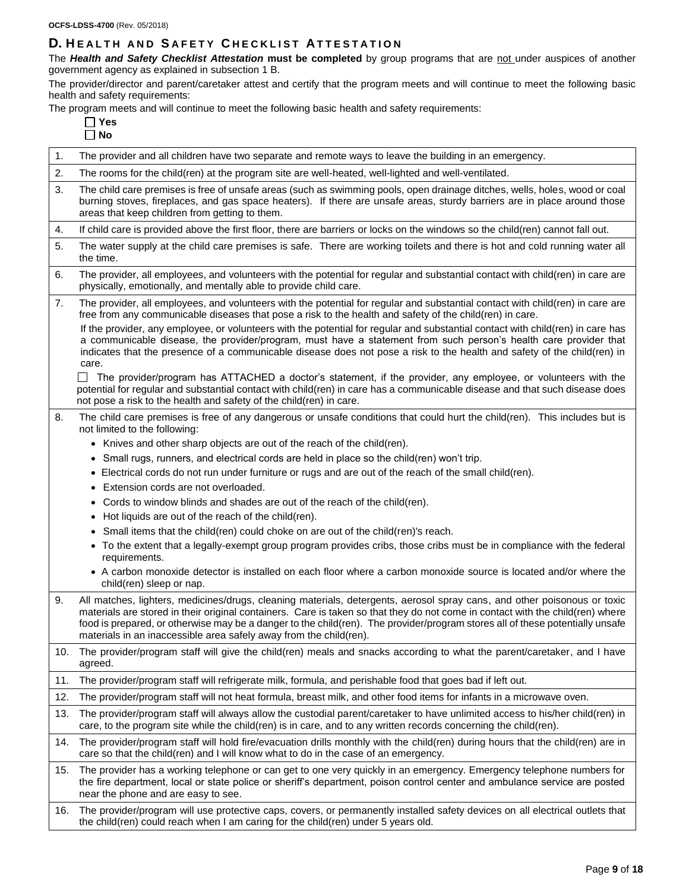OCFS-LDSS-4700 (Rev. 05/2018)

## D. Health and Safety Checklist Attestation

The ***Health and Safety Checklist Attestation*** **must be completed** by group programs that are not under auspices of another government agency as explained in subsection 1 B.

The provider/director and parent/caretaker attest and certify that the program meets and will continue to meet the following basic health and safety requirements:

The program meets and will continue to meet the following basic health and safety requirements:

☐ **Yes**
☐ **No**

| | |
|---|---|
| 1. | The provider and all children have two separate and remote ways to leave the building in an emergency. |
| 2. | The rooms for the child(ren) at the program site are well-heated, well-lighted and well-ventilated. |
| 3. | The child care premises is free of unsafe areas (such as swimming pools, open drainage ditches, wells, holes, wood or coal burning stoves, fireplaces, and gas space heaters). If there are unsafe areas, sturdy barriers are in place around those areas that keep children from getting to them. |
| 4. | If child care is provided above the first floor, there are barriers or locks on the windows so the child(ren) cannot fall out. |
| 5. | The water supply at the child care premises is safe. There are working toilets and there is hot and cold running water all the time. |
| 6. | The provider, all employees, and volunteers with the potential for regular and substantial contact with child(ren) in care are physically, emotionally, and mentally able to provide child care. |
| 7. | The provider, all employees, and volunteers with the potential for regular and substantial contact with child(ren) in care are free from any communicable diseases that pose a risk to the health and safety of the child(ren) in care.<br>If the provider, any employee, or volunteers with the potential for regular and substantial contact with child(ren) in care has a communicable disease, the provider/program, must have a statement from such person's health care provider that indicates that the presence of a communicable disease does not pose a risk to the health and safety of the child(ren) in care.<br>☐ The provider/program has ATTACHED a doctor's statement, if the provider, any employee, or volunteers with the potential for regular and substantial contact with child(ren) in care has a communicable disease and that such disease does not pose a risk to the health and safety of the child(ren) in care. |
| 8. | The child care premises is free of any dangerous or unsafe conditions that could hurt the child(ren). This includes but is not limited to the following:<br>• Knives and other sharp objects are out of the reach of the child(ren).<br>• Small rugs, runners, and electrical cords are held in place so the child(ren) won't trip.<br>• Electrical cords do not run under furniture or rugs and are out of the reach of the small child(ren).<br>• Extension cords are not overloaded.<br>• Cords to window blinds and shades are out of the reach of the child(ren).<br>• Hot liquids are out of the reach of the child(ren).<br>• Small items that the child(ren) could choke on are out of the child(ren)'s reach.<br>• To the extent that a legally-exempt group program provides cribs, those cribs must be in compliance with the federal requirements.<br>• A carbon monoxide detector is installed on each floor where a carbon monoxide source is located and/or where the child(ren) sleep or nap. |
| 9. | All matches, lighters, medicines/drugs, cleaning materials, detergents, aerosol spray cans, and other poisonous or toxic materials are stored in their original containers. Care is taken so that they do not come in contact with the child(ren) where food is prepared, or otherwise may be a danger to the child(ren). The provider/program stores all of these potentially unsafe materials in an inaccessible area safely away from the child(ren). |
| 10. | The provider/program staff will give the child(ren) meals and snacks according to what the parent/caretaker, and I have agreed. |
| 11. | The provider/program staff will refrigerate milk, formula, and perishable food that goes bad if left out. |
| 12. | The provider/program staff will not heat formula, breast milk, and other food items for infants in a microwave oven. |
| 13. | The provider/program staff will always allow the custodial parent/caretaker to have unlimited access to his/her child(ren) in care, to the program site while the child(ren) is in care, and to any written records concerning the child(ren). |
| 14. | The provider/program staff will hold fire/evacuation drills monthly with the child(ren) during hours that the child(ren) are in care so that the child(ren) and I will know what to do in the case of an emergency. |
| 15. | The provider has a working telephone or can get to one very quickly in an emergency. Emergency telephone numbers for the fire department, local or state police or sheriff's department, poison control center and ambulance service are posted near the phone and are easy to see. |
| 16. | The provider/program will use protective caps, covers, or permanently installed safety devices on all electrical outlets that the child(ren) could reach when I am caring for the child(ren) under 5 years old. |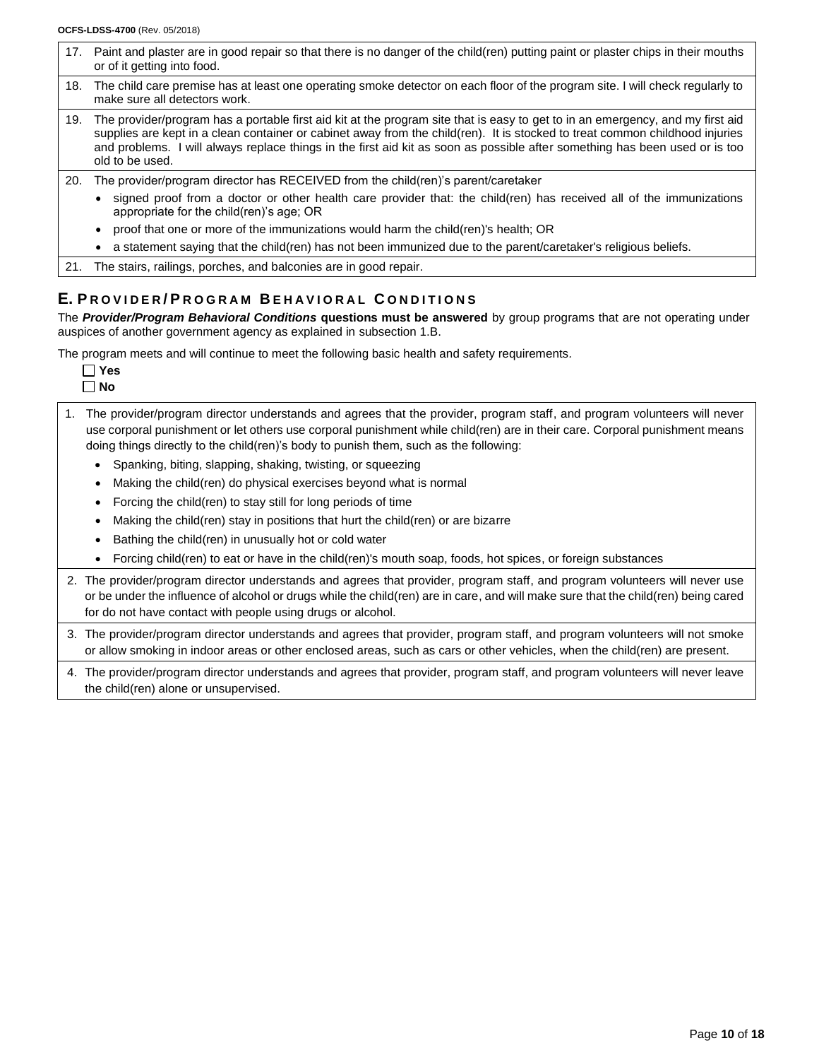17. Paint and plaster are in good repair so that there is no danger of the child(ren) putting paint or plaster chips in their mouths or of it getting into food.

18. The child care premise has at least one operating smoke detector on each floor of the program site. I will check regularly to make sure all detectors work.

19. The provider/program has a portable first aid kit at the program site that is easy to get to in an emergency, and my first aid supplies are kept in a clean container or cabinet away from the child(ren). It is stocked to treat common childhood injuries and problems. I will always replace things in the first aid kit as soon as possible after something has been used or is too old to be used.

20. The provider/program director has RECEIVED from the child(ren)'s parent/caretaker
    - signed proof from a doctor or other health care provider that: the child(ren) has received all of the immunizations appropriate for the child(ren)'s age; OR
    - proof that one or more of the immunizations would harm the child(ren)'s health; OR
    - a statement saying that the child(ren) has not been immunized due to the parent/caretaker's religious beliefs.

21. The stairs, railings, porches, and balconies are in good repair.

## E. Provider/Program Behavioral Conditions

The ***Provider/Program Behavioral Conditions*** **questions must be answered** by group programs that are not operating under auspices of another government agency as explained in subsection 1.B.

The program meets and will continue to meet the following basic health and safety requirements.

☐ **Yes**
☐ **No**

1. The provider/program director understands and agrees that the provider, program staff, and program volunteers will never use corporal punishment or let others use corporal punishment while child(ren) are in their care. Corporal punishment means doing things directly to the child(ren)'s body to punish them, such as the following:
    - Spanking, biting, slapping, shaking, twisting, or squeezing
    - Making the child(ren) do physical exercises beyond what is normal
    - Forcing the child(ren) to stay still for long periods of time
    - Making the child(ren) stay in positions that hurt the child(ren) or are bizarre
    - Bathing the child(ren) in unusually hot or cold water
    - Forcing child(ren) to eat or have in the child(ren)'s mouth soap, foods, hot spices, or foreign substances

2. The provider/program director understands and agrees that provider, program staff, and program volunteers will never use or be under the influence of alcohol or drugs while the child(ren) are in care, and will make sure that the child(ren) being cared for do not have contact with people using drugs or alcohol.

3. The provider/program director understands and agrees that provider, program staff, and program volunteers will not smoke or allow smoking in indoor areas or other enclosed areas, such as cars or other vehicles, when the child(ren) are present.

4. The provider/program director understands and agrees that provider, program staff, and program volunteers will never leave the child(ren) alone or unsupervised.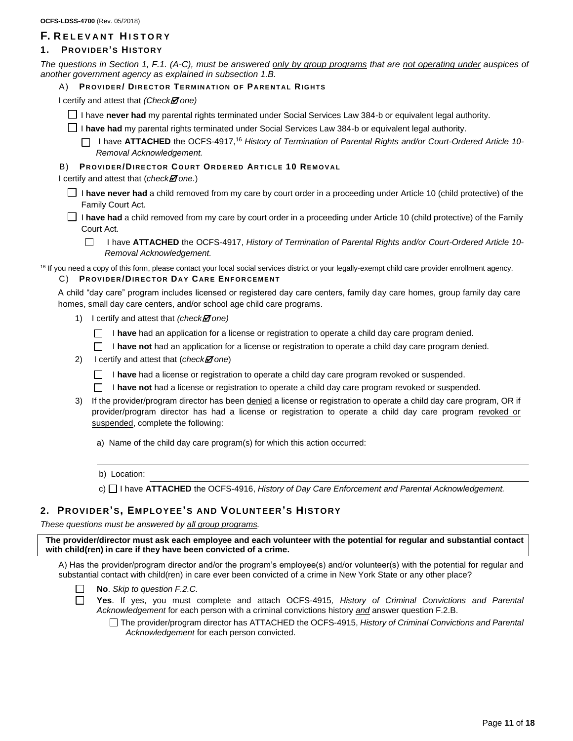## F. RELEVANT HISTORY

### 1. PROVIDER'S HISTORY

*The questions in Section 1, F.1. (A-C), must be answered only by group programs that are not operating under auspices of another government agency as explained in subsection 1.B.*

#### A) PROVIDER/ DIRECTOR TERMINATION OF PARENTAL RIGHTS

I certify and attest that *(Check ☑ one)*

☐ I have **never had** my parental rights terminated under Social Services Law 384-b or equivalent legal authority.

☐ I **have had** my parental rights terminated under Social Services Law 384-b or equivalent legal authority.

☐ I have **ATTACHED** the OCFS-4917,[16] *History of Termination of Parental Rights and/or Court-Ordered Article 10-Removal Acknowledgement.*

#### B) PROVIDER/DIRECTOR COURT ORDERED ARTICLE 10 REMOVAL

I certify and attest that (*check ☑ one.*)

☐ I **have never had** a child removed from my care by court order in a proceeding under Article 10 (child protective) of the Family Court Act.

☐ I **have had** a child removed from my care by court order in a proceeding under Article 10 (child protective) of the Family Court Act.

☐ I have **ATTACHED** the OCFS-4917, *History of Termination of Parental Rights and/or Court-Ordered Article 10-Removal Acknowledgement.*

[16] If you need a copy of this form, please contact your local social services district or your legally-exempt child care provider enrollment agency.

#### C) PROVIDER/DIRECTOR DAY CARE ENFORCEMENT

A child "day care" program includes licensed or registered day care centers, family day care homes, group family day care homes, small day care centers, and/or school age child care programs.

1) I certify and attest that *(check ☑ one)*

   ☐ I **have** had an application for a license or registration to operate a child day care program denied.

   ☐ I **have not** had an application for a license or registration to operate a child day care program denied.

2) I certify and attest that (*check ☑ one*)

   ☐ I **have** had a license or registration to operate a child day care program revoked or suspended.

   ☐ I **have not** had a license or registration to operate a child day care program revoked or suspended.

3) If the provider/program director has been denied a license or registration to operate a child day care program, OR if provider/program director has had a license or registration to operate a child day care program revoked or suspended, complete the following:

   a) Name of the child day care program(s) for which this action occurred:

   ______________________________________________

   b) Location: ______________________________________________

   c) ☐ I have **ATTACHED** the OCFS-4916, *History of Day Care Enforcement and Parental Acknowledgement.*

### 2. PROVIDER'S, EMPLOYEE'S AND VOLUNTEER'S HISTORY

*These questions must be answered by all group programs.*

**The provider/director must ask each employee and each volunteer with the potential for regular and substantial contact with child(ren) in care if they have been convicted of a crime.**

A) Has the provider/program director and/or the program's employee(s) and/or volunteer(s) with the potential for regular and substantial contact with child(ren) in care ever been convicted of a crime in New York State or any other place?

☐ **No**. *Skip to question F.2.C.*

☐ **Yes**. If yes, you must complete and attach OCFS-4915*, History of Criminal Convictions and Parental Acknowledgement* for each person with a criminal convictions history *and* answer question F.2.B.

☐ The provider/program director has ATTACHED the OCFS-4915, *History of Criminal Convictions and Parental Acknowledgement* for each person convicted.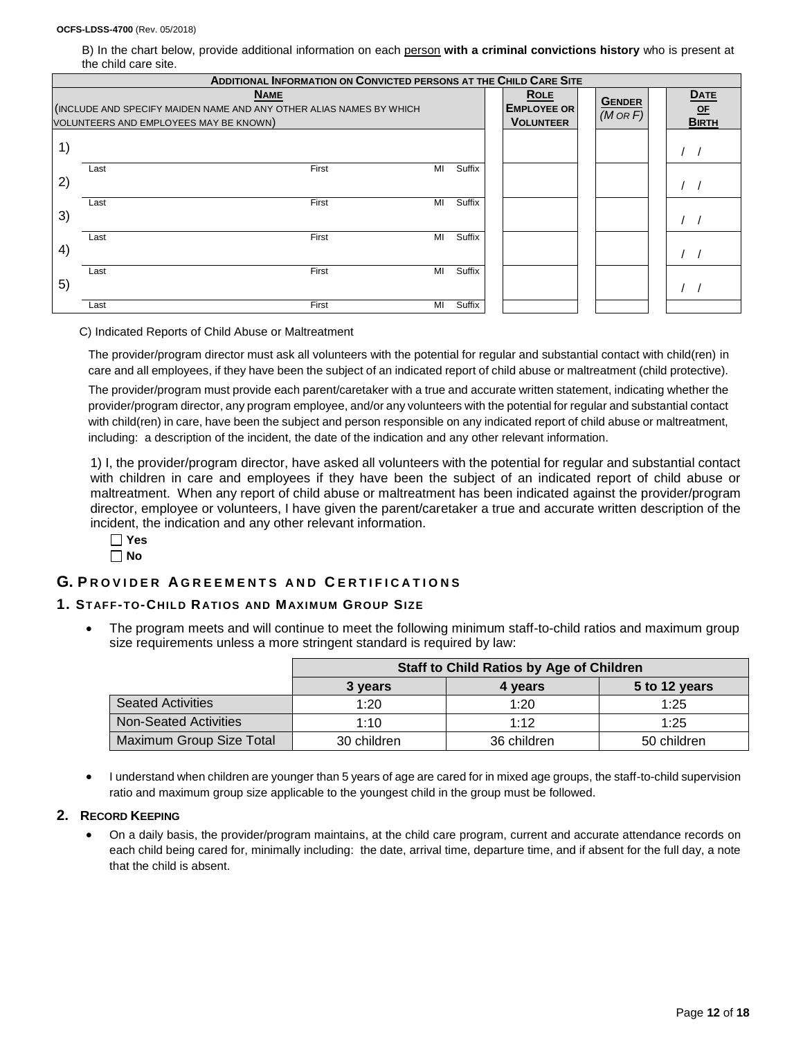B) In the chart below, provide additional information on each person **with a criminal convictions history** who is present at the child care site.

| **Additional Information on Convicted persons at the Child Care Site** | | | |
|---|---|---|---|
| **Name** (Include and specify maiden name and any other alias names by which volunteers and employees may be known) | **Role Employee or Volunteer** | **Gender** *(M or F)* | **Date of Birth** |
| 1) Last / First / MI / Suffix | | | / / |
| 2) Last / First / MI / Suffix | | | / / |
| 3) Last / First / MI / Suffix | | | / / |
| 4) Last / First / MI / Suffix | | | / / |
| 5) Last / First / MI / Suffix | | | / / |

C) Indicated Reports of Child Abuse or Maltreatment

The provider/program director must ask all volunteers with the potential for regular and substantial contact with child(ren) in care and all employees, if they have been the subject of an indicated report of child abuse or maltreatment (child protective).

The provider/program must provide each parent/caretaker with a true and accurate written statement, indicating whether the provider/program director, any program employee, and/or any volunteers with the potential for regular and substantial contact with child(ren) in care, have been the subject and person responsible on any indicated report of child abuse or maltreatment, including: a description of the incident, the date of the indication and any other relevant information.

1) I, the provider/program director, have asked all volunteers with the potential for regular and substantial contact with children in care and employees if they have been the subject of an indicated report of child abuse or maltreatment. When any report of child abuse or maltreatment has been indicated against the provider/program director, employee or volunteers, I have given the parent/caretaker a true and accurate written description of the incident, the indication and any other relevant information.

☐ **Yes**
☐ **No**

## G. Provider Agreements and Certifications

### 1. Staff-to-Child Ratios and Maximum Group Size

- The program meets and will continue to meet the following minimum staff-to-child ratios and maximum group size requirements unless a more stringent standard is required by law:

| | **Staff to Child Ratios by Age of Children** | | |
|---|---|---|---|
| | **3 years** | **4 years** | **5 to 12 years** |
| Seated Activities | 1:20 | 1:20 | 1:25 |
| Non-Seated Activities | 1:10 | 1:12 | 1:25 |
| Maximum Group Size Total | 30 children | 36 children | 50 children |

- I understand when children are younger than 5 years of age are cared for in mixed age groups, the staff-to-child supervision ratio and maximum group size applicable to the youngest child in the group must be followed.

### 2. Record Keeping

- On a daily basis, the provider/program maintains, at the child care program, current and accurate attendance records on each child being cared for, minimally including: the date, arrival time, departure time, and if absent for the full day, a note that the child is absent.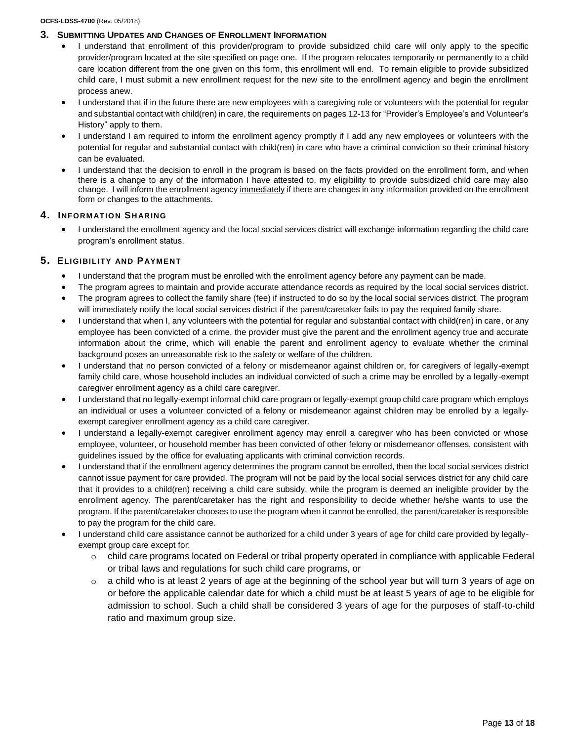## 3. Submitting Updates and Changes of Enrollment Information

- I understand that enrollment of this provider/program to provide subsidized child care will only apply to the specific provider/program located at the site specified on page one. If the program relocates temporarily or permanently to a child care location different from the one given on this form, this enrollment will end. To remain eligible to provide subsidized child care, I must submit a new enrollment request for the new site to the enrollment agency and begin the enrollment process anew.
- I understand that if in the future there are new employees with a caregiving role or volunteers with the potential for regular and substantial contact with child(ren) in care, the requirements on pages 12-13 for "Provider's Employee's and Volunteer's History" apply to them.
- I understand I am required to inform the enrollment agency promptly if I add any new employees or volunteers with the potential for regular and substantial contact with child(ren) in care who have a criminal conviction so their criminal history can be evaluated.
- I understand that the decision to enroll in the program is based on the facts provided on the enrollment form, and when there is a change to any of the information I have attested to, my eligibility to provide subsidized child care may also change. I will inform the enrollment agency <u>immediately</u> if there are changes in any information provided on the enrollment form or changes to the attachments.

## 4. Information Sharing

- I understand the enrollment agency and the local social services district will exchange information regarding the child care program's enrollment status.

## 5. Eligibility and Payment

- I understand that the program must be enrolled with the enrollment agency before any payment can be made.
- The program agrees to maintain and provide accurate attendance records as required by the local social services district.
- The program agrees to collect the family share (fee) if instructed to do so by the local social services district. The program will immediately notify the local social services district if the parent/caretaker fails to pay the required family share.
- I understand that when I, any volunteers with the potential for regular and substantial contact with child(ren) in care, or any employee has been convicted of a crime, the provider must give the parent and the enrollment agency true and accurate information about the crime, which will enable the parent and enrollment agency to evaluate whether the criminal background poses an unreasonable risk to the safety or welfare of the children.
- I understand that no person convicted of a felony or misdemeanor against children or, for caregivers of legally-exempt family child care, whose household includes an individual convicted of such a crime may be enrolled by a legally-exempt caregiver enrollment agency as a child care caregiver.
- I understand that no legally-exempt informal child care program or legally-exempt group child care program which employs an individual or uses a volunteer convicted of a felony or misdemeanor against children may be enrolled by a legally-exempt caregiver enrollment agency as a child care caregiver.
- I understand a legally-exempt caregiver enrollment agency may enroll a caregiver who has been convicted or whose employee, volunteer, or household member has been convicted of other felony or misdemeanor offenses, consistent with guidelines issued by the office for evaluating applicants with criminal conviction records.
- I understand that if the enrollment agency determines the program cannot be enrolled, then the local social services district cannot issue payment for care provided. The program will not be paid by the local social services district for any child care that it provides to a child(ren) receiving a child care subsidy, while the program is deemed an ineligible provider by the enrollment agency. The parent/caretaker has the right and responsibility to decide whether he/she wants to use the program. If the parent/caretaker chooses to use the program when it cannot be enrolled, the parent/caretaker is responsible to pay the program for the child care.
- I understand child care assistance cannot be authorized for a child under 3 years of age for child care provided by legally-exempt group care except for:
  - child care programs located on Federal or tribal property operated in compliance with applicable Federal or tribal laws and regulations for such child care programs, or
  - a child who is at least 2 years of age at the beginning of the school year but will turn 3 years of age on or before the applicable calendar date for which a child must be at least 5 years of age to be eligible for admission to school. Such a child shall be considered 3 years of age for the purposes of staff-to-child ratio and maximum group size.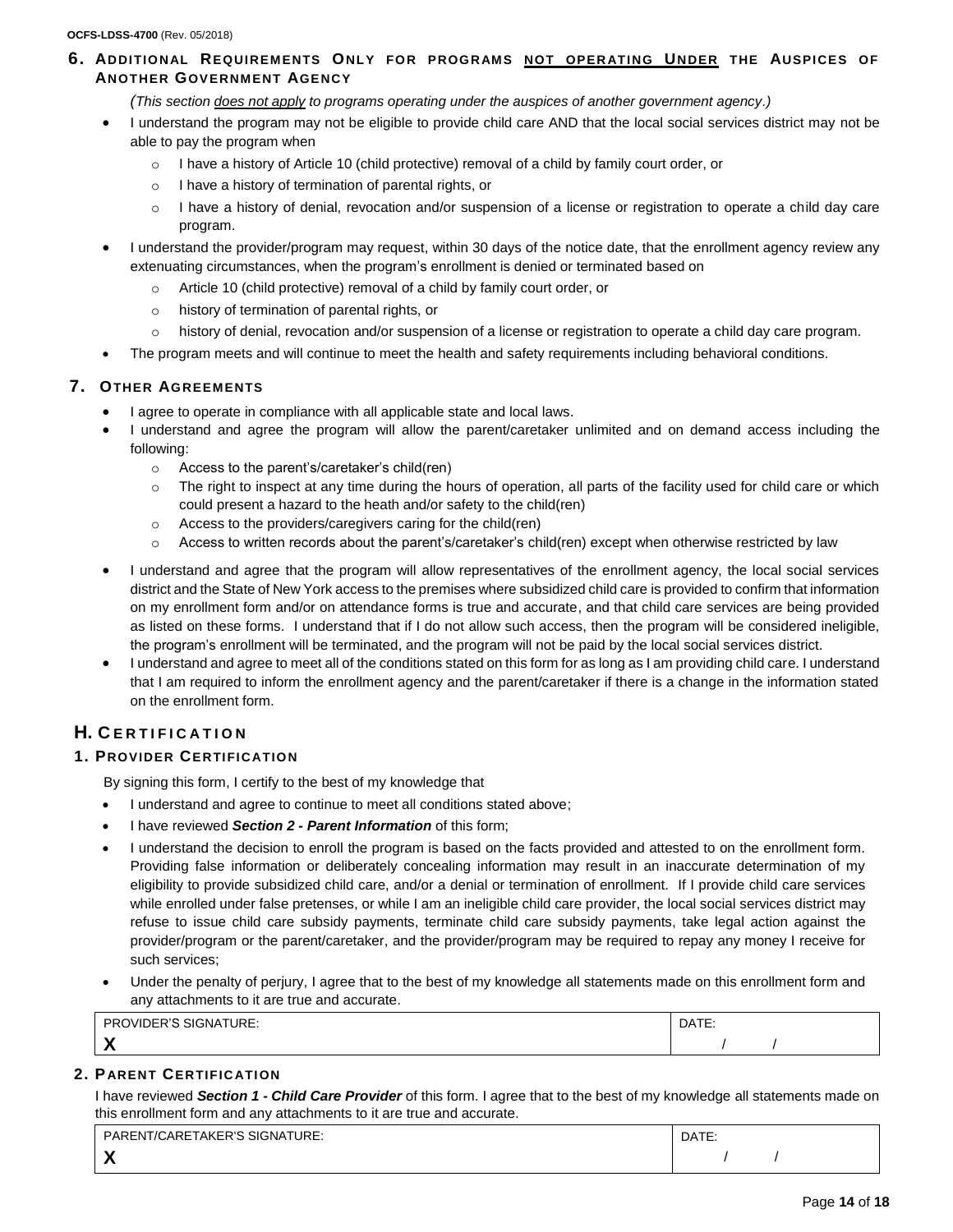### 6. Additional Requirements Only for programs not operating Under the Auspices of Another Government Agency

*(This section does not apply to programs operating under the auspices of another government agency.)*

- I understand the program may not be eligible to provide child care AND that the local social services district may not be able to pay the program when
  - I have a history of Article 10 (child protective) removal of a child by family court order, or
  - I have a history of termination of parental rights, or
  - I have a history of denial, revocation and/or suspension of a license or registration to operate a child day care program.
- I understand the provider/program may request, within 30 days of the notice date, that the enrollment agency review any extenuating circumstances, when the program's enrollment is denied or terminated based on
  - Article 10 (child protective) removal of a child by family court order, or
  - history of termination of parental rights, or
  - history of denial, revocation and/or suspension of a license or registration to operate a child day care program.
- The program meets and will continue to meet the health and safety requirements including behavioral conditions.

### 7. Other Agreements

- I agree to operate in compliance with all applicable state and local laws.
- I understand and agree the program will allow the parent/caretaker unlimited and on demand access including the following:
  - Access to the parent's/caretaker's child(ren)
  - The right to inspect at any time during the hours of operation, all parts of the facility used for child care or which could present a hazard to the heath and/or safety to the child(ren)
  - Access to the providers/caregivers caring for the child(ren)
  - Access to written records about the parent's/caretaker's child(ren) except when otherwise restricted by law
- I understand and agree that the program will allow representatives of the enrollment agency, the local social services district and the State of New York access to the premises where subsidized child care is provided to confirm that information on my enrollment form and/or on attendance forms is true and accurate, and that child care services are being provided as listed on these forms. I understand that if I do not allow such access, then the program will be considered ineligible, the program's enrollment will be terminated, and the program will not be paid by the local social services district.
- I understand and agree to meet all of the conditions stated on this form for as long as I am providing child care. I understand that I am required to inform the enrollment agency and the parent/caretaker if there is a change in the information stated on the enrollment form.

## H. Certification

### 1. Provider Certification

By signing this form, I certify to the best of my knowledge that

- I understand and agree to continue to meet all conditions stated above;
- I have reviewed ***Section 2 - Parent Information*** of this form;
- I understand the decision to enroll the program is based on the facts provided and attested to on the enrollment form. Providing false information or deliberately concealing information may result in an inaccurate determination of my eligibility to provide subsidized child care, and/or a denial or termination of enrollment. If I provide child care services while enrolled under false pretenses, or while I am an ineligible child care provider, the local social services district may refuse to issue child care subsidy payments, terminate child care subsidy payments, take legal action against the provider/program or the parent/caretaker, and the provider/program may be required to repay any money I receive for such services;
- Under the penalty of perjury, I agree that to the best of my knowledge all statements made on this enrollment form and any attachments to it are true and accurate.

| PROVIDER'S SIGNATURE: | DATE: |
|---|---|
| **X** | / / |

### 2. Parent Certification

I have reviewed ***Section 1 - Child Care Provider*** of this form. I agree that to the best of my knowledge all statements made on this enrollment form and any attachments to it are true and accurate.

| PARENT/CARETAKER'S SIGNATURE: | DATE: |
|---|---|
| **X** | / / |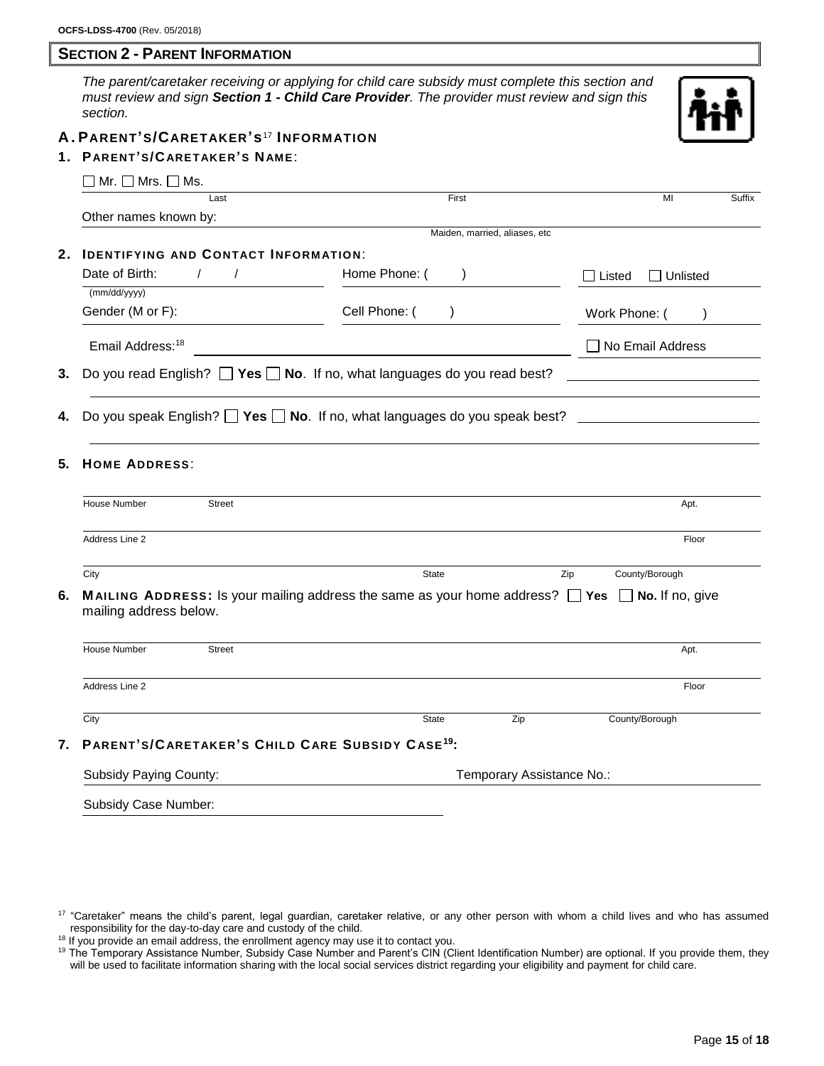OCFS-LDSS-4700 (Rev. 05/2018)

## SECTION 2 - PARENT INFORMATION

*The parent/caretaker receiving or applying for child care subsidy must complete this section and must review and sign **Section 1 - Child Care Provider**. The provider must review and sign this section.*

### A. PARENT'S/CARETAKER'S[17] INFORMATION

**1. PARENT'S/CARETAKER'S NAME:**

☐ Mr. ☐ Mrs. ☐ Ms.

Last | First | MI | Suffix

Other names known by: ______________________ (Maiden, married, aliases, etc)

**2. IDENTIFYING AND CONTACT INFORMATION:**

Date of Birth: / / (mm/dd/yyyy)

Home Phone: ( ) ☐ Listed ☐ Unlisted

Gender (M or F):

Cell Phone: ( )

Work Phone: ( )

Email Address:[18] ______________________ ☐ No Email Address

**3.** Do you read English? ☐ **Yes** ☐ **No**. If no, what languages do you read best? ______________________

**4.** Do you speak English? ☐ **Yes** ☐ **No**. If no, what languages do you speak best? ______________________

**5. HOME ADDRESS:**

House Number | Street | Apt.

Address Line 2 | Floor

City | State | Zip | County/Borough

**6. MAILING ADDRESS:** Is your mailing address the same as your home address? ☐ **Yes** ☐ **No.** If no, give mailing address below.

House Number | Street | Apt.

Address Line 2 | Floor

City | State | Zip | County/Borough

**7. PARENT'S/CARETAKER'S CHILD CARE SUBSIDY CASE[19]:**

Subsidy Paying County: ______________________ Temporary Assistance No.: ______________________

Subsidy Case Number: ______________________

[17] "Caretaker" means the child's parent, legal guardian, caretaker relative, or any other person with whom a child lives and who has assumed responsibility for the day-to-day care and custody of the child.

[18] If you provide an email address, the enrollment agency may use it to contact you.

[19] The Temporary Assistance Number, Subsidy Case Number and Parent's CIN (Client Identification Number) are optional. If you provide them, they will be used to facilitate information sharing with the local social services district regarding your eligibility and payment for child care.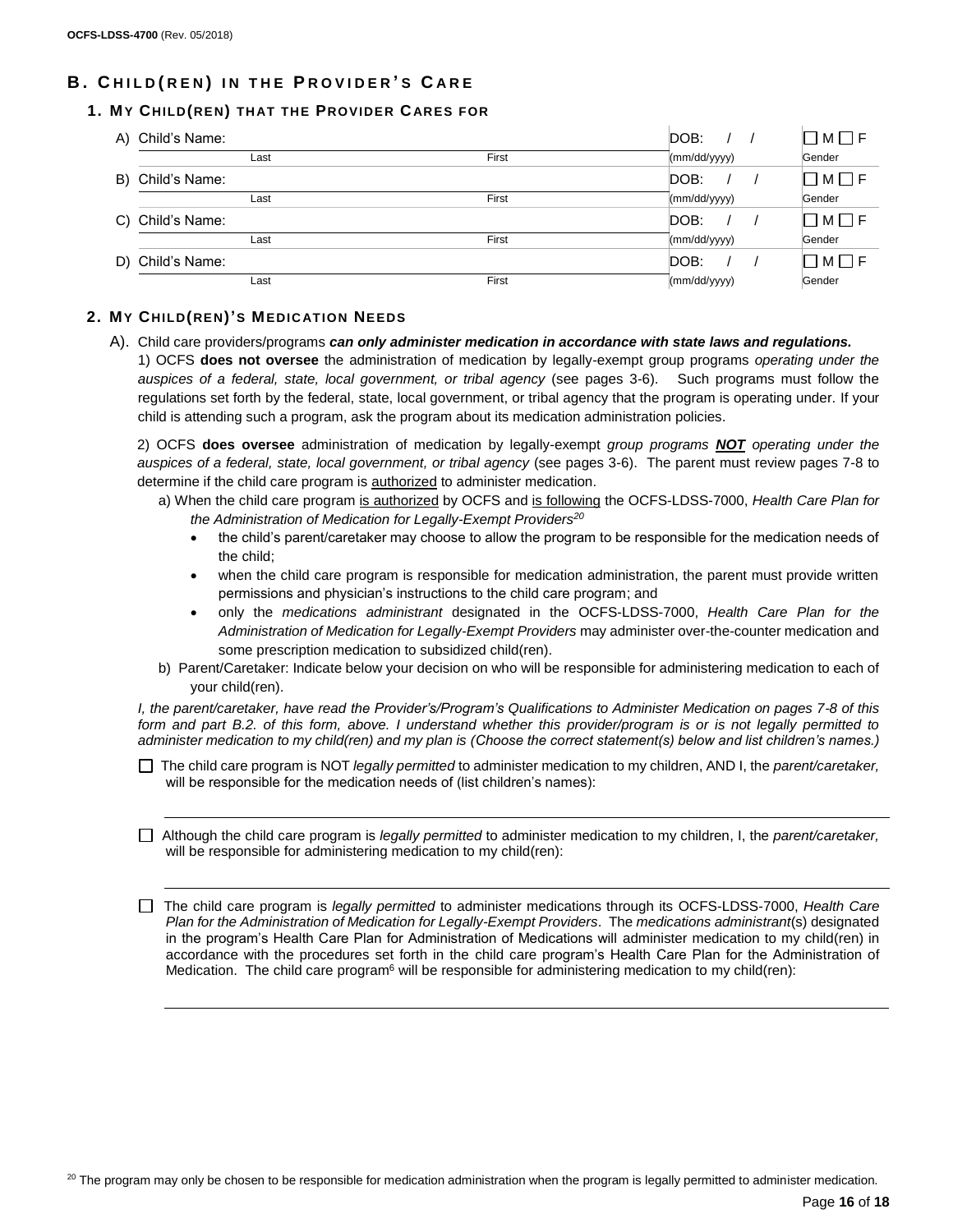## B. Child(ren) in the Provider's Care

### 1. My Child(ren) that the Provider Cares for

| | Child's Name: Last | First | DOB: (mm/dd/yyyy) | Gender |
|---|---|---|---|---|
| A) | | | / / | ☐ M ☐ F |
| B) | | | / / | ☐ M ☐ F |
| C) | | | / / | ☐ M ☐ F |
| D) | | | / / | ☐ M ☐ F |

### 2. My Child(ren)'s Medication Needs

A). Child care providers/programs ***can only administer medication in accordance with state laws and regulations.***

1) OCFS **does not oversee** the administration of medication by legally-exempt group programs *operating under the auspices of a federal, state, local government, or tribal agency* (see pages 3-6). Such programs must follow the regulations set forth by the federal, state, local government, or tribal agency that the program is operating under. If your child is attending such a program, ask the program about its medication administration policies.

2) OCFS **does oversee** administration of medication by legally-exempt *group programs **NOT** operating under the auspices of a federal, state, local government, or tribal agency* (see pages 3-6). The parent must review pages 7-8 to determine if the child care program is authorized to administer medication.

a) When the child care program is authorized by OCFS and is following the OCFS-LDSS-7000, *Health Care Plan for the Administration of Medication for Legally-Exempt Providers*[20]

- the child's parent/caretaker may choose to allow the program to be responsible for the medication needs of the child;
- when the child care program is responsible for medication administration, the parent must provide written permissions and physician's instructions to the child care program; and
- only the *medications administrant* designated in the OCFS-LDSS-7000, *Health Care Plan for the Administration of Medication for Legally-Exempt Providers* may administer over-the-counter medication and some prescription medication to subsidized child(ren).

b) Parent/Caretaker: Indicate below your decision on who will be responsible for administering medication to each of your child(ren).

*I, the parent/caretaker, have read the Provider's/Program's Qualifications to Administer Medication on pages 7-8 of this form and part B.2. of this form, above. I understand whether this provider/program is or is not legally permitted to administer medication to my child(ren) and my plan is (Choose the correct statement(s) below and list children's names.)*

☐ The child care program is NOT *legally permitted* to administer medication to my children, AND I, the *parent/caretaker,* will be responsible for the medication needs of (list children's names):

\_\_\_\_\_\_\_\_\_\_\_\_\_\_\_\_\_\_\_\_\_\_\_\_\_\_\_\_\_\_\_\_\_\_\_\_\_\_\_\_

☐ Although the child care program is *legally permitted* to administer medication to my children, I, the *parent/caretaker,* will be responsible for administering medication to my child(ren):

\_\_\_\_\_\_\_\_\_\_\_\_\_\_\_\_\_\_\_\_\_\_\_\_\_\_\_\_\_\_\_\_\_\_\_\_\_\_\_\_

☐ The child care program is *legally permitted* to administer medications through its OCFS-LDSS-7000, *Health Care Plan for the Administration of Medication for Legally-Exempt Providers*. The *medications administrant*(s) designated in the program's Health Care Plan for Administration of Medications will administer medication to my child(ren) in accordance with the procedures set forth in the child care program's Health Care Plan for the Administration of Medication. The child care program[6] will be responsible for administering medication to my child(ren):

\_\_\_\_\_\_\_\_\_\_\_\_\_\_\_\_\_\_\_\_\_\_\_\_\_\_\_\_\_\_\_\_\_\_\_\_\_\_\_\_

[20] The program may only be chosen to be responsible for medication administration when the program is legally permitted to administer medication.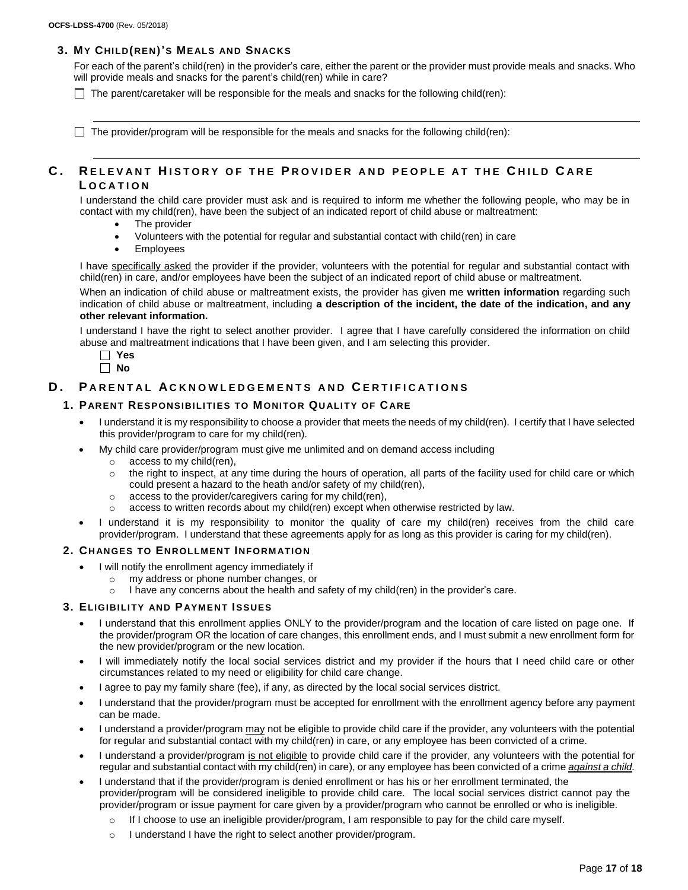### 3. My Child(ren)'s Meals and Snacks

For each of the parent's child(ren) in the provider's care, either the parent or the provider must provide meals and snacks. Who will provide meals and snacks for the parent's child(ren) while in care?

☐ The parent/caretaker will be responsible for the meals and snacks for the following child(ren):

______________________________________________________________________

☐ The provider/program will be responsible for the meals and snacks for the following child(ren):

______________________________________________________________________

## C. Relevant History of the Provider and People at the Child Care Location

I understand the child care provider must ask and is required to inform me whether the following people, who may be in contact with my child(ren), have been the subject of an indicated report of child abuse or maltreatment:

- The provider
- Volunteers with the potential for regular and substantial contact with child(ren) in care
- Employees

I have <u>specifically asked</u> the provider if the provider, volunteers with the potential for regular and substantial contact with child(ren) in care, and/or employees have been the subject of an indicated report of child abuse or maltreatment.

When an indication of child abuse or maltreatment exists, the provider has given me **written information** regarding such indication of child abuse or maltreatment, including **a description of the incident, the date of the indication, and any other relevant information.**

I understand I have the right to select another provider. I agree that I have carefully considered the information on child abuse and maltreatment indications that I have been given, and I am selecting this provider.

☐ **Yes**
☐ **No**

## D. Parental Acknowledgements and Certifications

### 1. Parent Responsibilities to Monitor Quality of Care

- I understand it is my responsibility to choose a provider that meets the needs of my child(ren). I certify that I have selected this provider/program to care for my child(ren).
- My child care provider/program must give me unlimited and on demand access including
  - access to my child(ren),
  - the right to inspect, at any time during the hours of operation, all parts of the facility used for child care or which could present a hazard to the heath and/or safety of my child(ren),
  - access to the provider/caregivers caring for my child(ren),
  - access to written records about my child(ren) except when otherwise restricted by law.
- I understand it is my responsibility to monitor the quality of care my child(ren) receives from the child care provider/program. I understand that these agreements apply for as long as this provider is caring for my child(ren).

### 2. Changes to Enrollment Information

- I will notify the enrollment agency immediately if
  - my address or phone number changes, or
  - I have any concerns about the health and safety of my child(ren) in the provider's care.

### 3. Eligibility and Payment Issues

- I understand that this enrollment applies ONLY to the provider/program and the location of care listed on page one. If the provider/program OR the location of care changes, this enrollment ends, and I must submit a new enrollment form for the new provider/program or the new location.
- I will immediately notify the local social services district and my provider if the hours that I need child care or other circumstances related to my need or eligibility for child care change.
- I agree to pay my family share (fee), if any, as directed by the local social services district.
- I understand that the provider/program must be accepted for enrollment with the enrollment agency before any payment can be made.
- I understand a provider/program <u>may</u> not be eligible to provide child care if the provider, any volunteers with the potential for regular and substantial contact with my child(ren) in care, or any employee has been convicted of a crime.
- I understand a provider/program <u>is not eligible</u> to provide child care if the provider, any volunteers with the potential for regular and substantial contact with my child(ren) in care), or any employee has been convicted of a crime <u>*against a child.*</u>
- I understand that if the provider/program is denied enrollment or has his or her enrollment terminated, the provider/program will be considered ineligible to provide child care. The local social services district cannot pay the provider/program or issue payment for care given by a provider/program who cannot be enrolled or who is ineligible.
  - If I choose to use an ineligible provider/program, I am responsible to pay for the child care myself.
  - I understand I have the right to select another provider/program.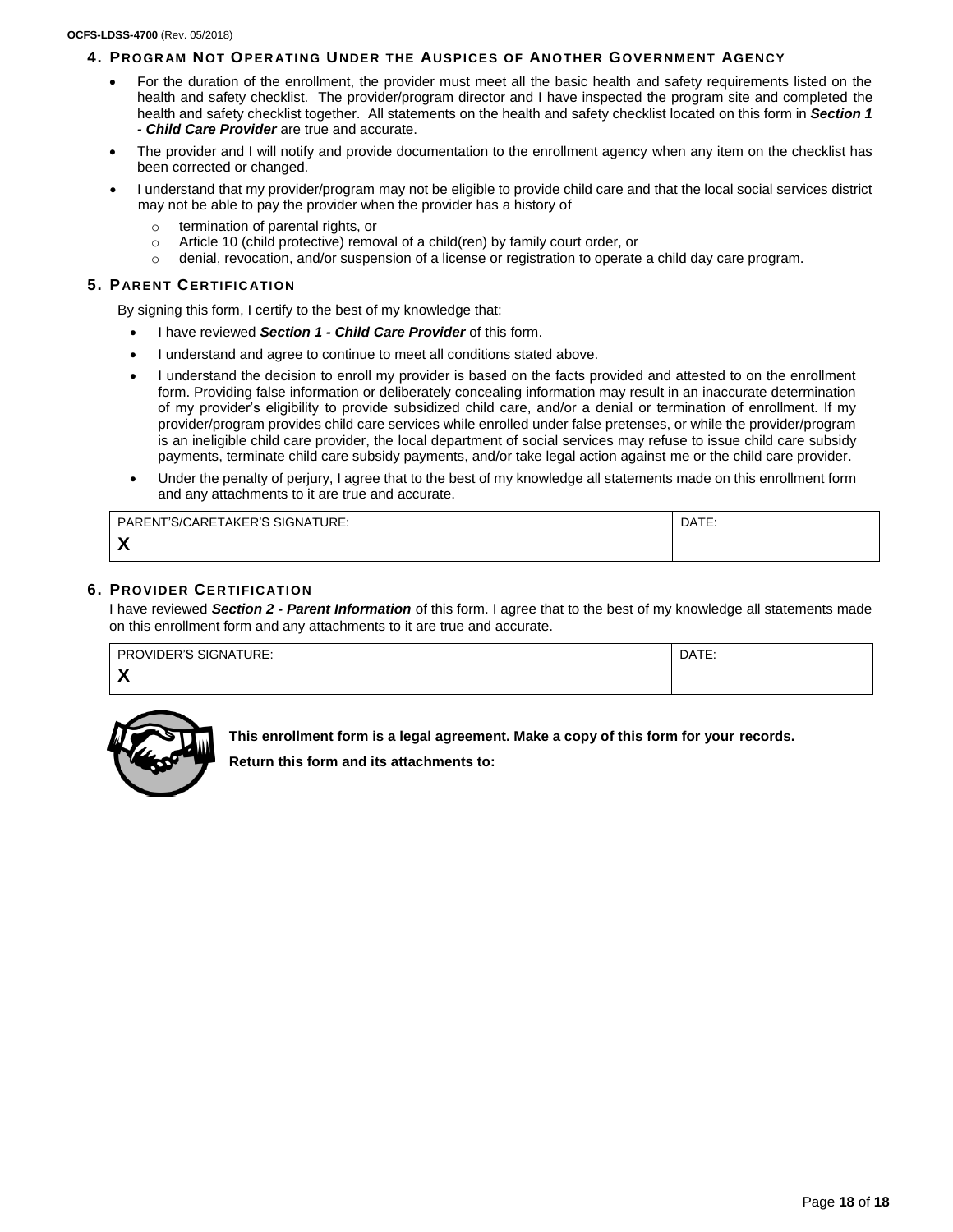## 4. Program Not Operating Under the Auspices of Another Government Agency

- For the duration of the enrollment, the provider must meet all the basic health and safety requirements listed on the health and safety checklist. The provider/program director and I have inspected the program site and completed the health and safety checklist together. All statements on the health and safety checklist located on this form in ***Section 1 - Child Care Provider*** are true and accurate.
- The provider and I will notify and provide documentation to the enrollment agency when any item on the checklist has been corrected or changed.
- I understand that my provider/program may not be eligible to provide child care and that the local social services district may not be able to pay the provider when the provider has a history of
  - termination of parental rights, or
  - Article 10 (child protective) removal of a child(ren) by family court order, or
  - denial, revocation, and/or suspension of a license or registration to operate a child day care program.

## 5. Parent Certification

By signing this form, I certify to the best of my knowledge that:

- I have reviewed ***Section 1 - Child Care Provider*** of this form.
- I understand and agree to continue to meet all conditions stated above.
- I understand the decision to enroll my provider is based on the facts provided and attested to on the enrollment form. Providing false information or deliberately concealing information may result in an inaccurate determination of my provider's eligibility to provide subsidized child care, and/or a denial or termination of enrollment. If my provider/program provides child care services while enrolled under false pretenses, or while the provider/program is an ineligible child care provider, the local department of social services may refuse to issue child care subsidy payments, terminate child care subsidy payments, and/or take legal action against me or the child care provider.
- Under the penalty of perjury, I agree that to the best of my knowledge all statements made on this enrollment form and any attachments to it are true and accurate.

| PARENT'S/CARETAKER'S SIGNATURE: | DATE: |
|---|---|
| **X** | |

## 6. Provider Certification

I have reviewed ***Section 2 - Parent Information*** of this form. I agree that to the best of my knowledge all statements made on this enrollment form and any attachments to it are true and accurate.

| PROVIDER'S SIGNATURE: | DATE: |
|---|---|
| **X** | |

**This enrollment form is a legal agreement. Make a copy of this form for your records.**

**Return this form and its attachments to:**